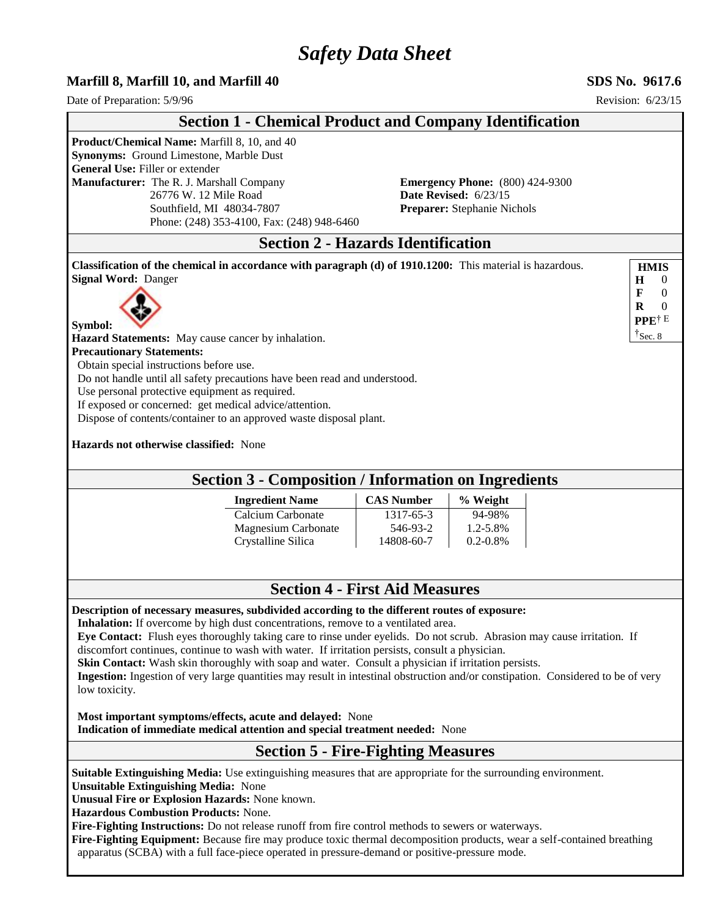# *Safety Data Sheet*

**Marfill 8, Marfill 10, and Marfill 40** **SDS No. 9617.6**

Date of Preparation: 5/9/96 Revision: 6/23/15

## Section 1 - Chemical Product and Company Identification

**Product/Chemical Name:** Marfill 8, 10, and 40
**Synonyms:** Ground Limestone, Marble Dust
**General Use:** Filler or extender
**Manufacturer:** The R. J. Marshall Company
26776 W. 12 Mile Road
Southfield, MI 48034-7807
Phone: (248) 353-4100, Fax: (248) 948-6460

**Emergency Phone:** (800) 424-9300
**Date Revised:** 6/23/15
**Preparer:** Stephanie Nichols

## Section 2 - Hazards Identification

**Classification of the chemical in accordance with paragraph (d) of 1910.1200:** This material is hazardous.
**Signal Word:** Danger

**Symbol:**

| HMIS | |
|---|---|
| H | 0 |
| F | 0 |
| R | 0 |
| PPE† | E |

†Sec. 8

**Hazard Statements:** May cause cancer by inhalation.
**Precautionary Statements:**
Obtain special instructions before use.
Do not handle until all safety precautions have been read and understood.
Use personal protective equipment as required.
If exposed or concerned: get medical advice/attention.
Dispose of contents/container to an approved waste disposal plant.

**Hazards not otherwise classified:** None

## Section 3 - Composition / Information on Ingredients

| Ingredient Name | CAS Number | % Weight |
|---|---|---|
| Calcium Carbonate | 1317-65-3 | 94-98% |
| Magnesium Carbonate | 546-93-2 | 1.2-5.8% |
| Crystalline Silica | 14808-60-7 | 0.2-0.8% |

## Section 4 - First Aid Measures

**Description of necessary measures, subdivided according to the different routes of exposure:**
**Inhalation:** If overcome by high dust concentrations, remove to a ventilated area.
**Eye Contact:** Flush eyes thoroughly taking care to rinse under eyelids. Do not scrub. Abrasion may cause irritation. If discomfort continues, continue to wash with water. If irritation persists, consult a physician.
**Skin Contact:** Wash skin thoroughly with soap and water. Consult a physician if irritation persists.
**Ingestion:** Ingestion of very large quantities may result in intestinal obstruction and/or constipation. Considered to be of very low toxicity.

**Most important symptoms/effects, acute and delayed:** None
**Indication of immediate medical attention and special treatment needed:** None

## Section 5 - Fire-Fighting Measures

**Suitable Extinguishing Media:** Use extinguishing measures that are appropriate for the surrounding environment.
**Unsuitable Extinguishing Media:** None
**Unusual Fire or Explosion Hazards:** None known.
**Hazardous Combustion Products:** None.
**Fire-Fighting Instructions:** Do not release runoff from fire control methods to sewers or waterways.
**Fire-Fighting Equipment:** Because fire may produce toxic thermal decomposition products, wear a self-contained breathing apparatus (SCBA) with a full face-piece operated in pressure-demand or positive-pressure mode.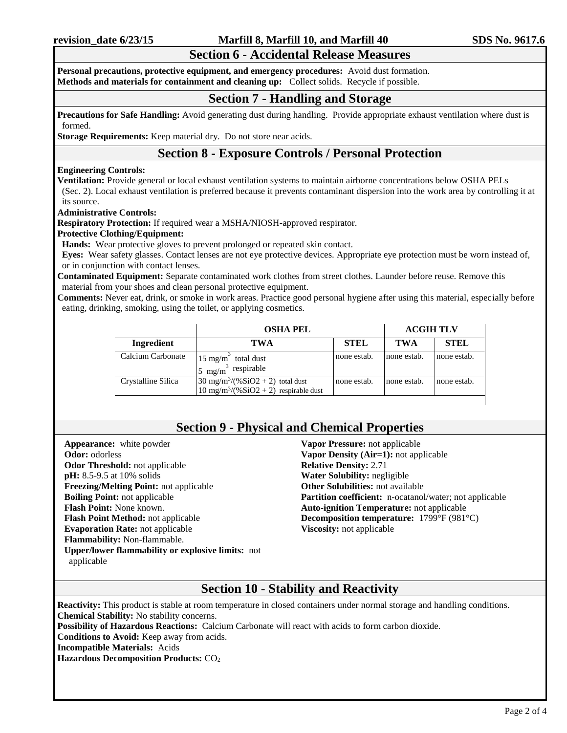## Section 6 - Accidental Release Measures

**Personal precautions, protective equipment, and emergency procedures:** Avoid dust formation.
**Methods and materials for containment and cleaning up:** Collect solids. Recycle if possible.

## Section 7 - Handling and Storage

**Precautions for Safe Handling:** Avoid generating dust during handling. Provide appropriate exhaust ventilation where dust is formed.
**Storage Requirements:** Keep material dry. Do not store near acids.

## Section 8 - Exposure Controls / Personal Protection

**Engineering Controls:**
**Ventilation:** Provide general or local exhaust ventilation systems to maintain airborne concentrations below OSHA PELs (Sec. 2). Local exhaust ventilation is preferred because it prevents contaminant dispersion into the work area by controlling it at its source.
**Administrative Controls:**
**Respiratory Protection:** If required wear a MSHA/NIOSH-approved respirator.
**Protective Clothing/Equipment:**
**Hands:** Wear protective gloves to prevent prolonged or repeated skin contact.
**Eyes:** Wear safety glasses. Contact lenses are not eye protective devices. Appropriate eye protection must be worn instead of, or in conjunction with contact lenses.
**Contaminated Equipment:** Separate contaminated work clothes from street clothes. Launder before reuse. Remove this material from your shoes and clean personal protective equipment.
**Comments:** Never eat, drink, or smoke in work areas. Practice good personal hygiene after using this material, especially before eating, drinking, smoking, using the toilet, or applying cosmetics.

| | OSHA PEL | | ACGIH TLV | |
|---|---|---|---|---|
| **Ingredient** | **TWA** | **STEL** | **TWA** | **STEL** |
| Calcium Carbonate | 15 $mg/m^3$ total dust<br>5 $mg/m^3$ respirable | none estab. | none estab. | none estab. |
| Crystalline Silica | 30 $mg/m^3/(\%SiO2 + 2)$ total dust<br>10 $mg/m^3/(\%SiO2 + 2)$ respirable dust | none estab. | none estab. | none estab. |

## Section 9 - Physical and Chemical Properties

**Appearance:** white powder
**Odor:** odorless
**Odor Threshold:** not applicable
**pH:** 8.5-9.5 at 10% solids
**Freezing/Melting Point:** not applicable
**Boiling Point:** not applicable
**Flash Point:** None known.
**Flash Point Method:** not applicable
**Evaporation Rate:** not applicable
**Flammability:** Non-flammable.
**Upper/lower flammability or explosive limits:** not applicable
**Vapor Pressure:** not applicable
**Vapor Density (Air=1):** not applicable
**Relative Density:** 2.71
**Water Solubility:** negligible
**Other Solubilities:** not available
**Partition coefficient:** n-ocatanol/water; not applicable
**Auto-ignition Temperature:** not applicable
**Decomposition temperature:** 1799°F (981°C)
**Viscosity:** not applicable

## Section 10 - Stability and Reactivity

**Reactivity:** This product is stable at room temperature in closed containers under normal storage and handling conditions.
**Chemical Stability:** No stability concerns.
**Possibility of Hazardous Reactions:** Calcium Carbonate will react with acids to form carbon dioxide.
**Conditions to Avoid:** Keep away from acids.
**Incompatible Materials:** Acids
**Hazardous Decomposition Products:** $CO_2$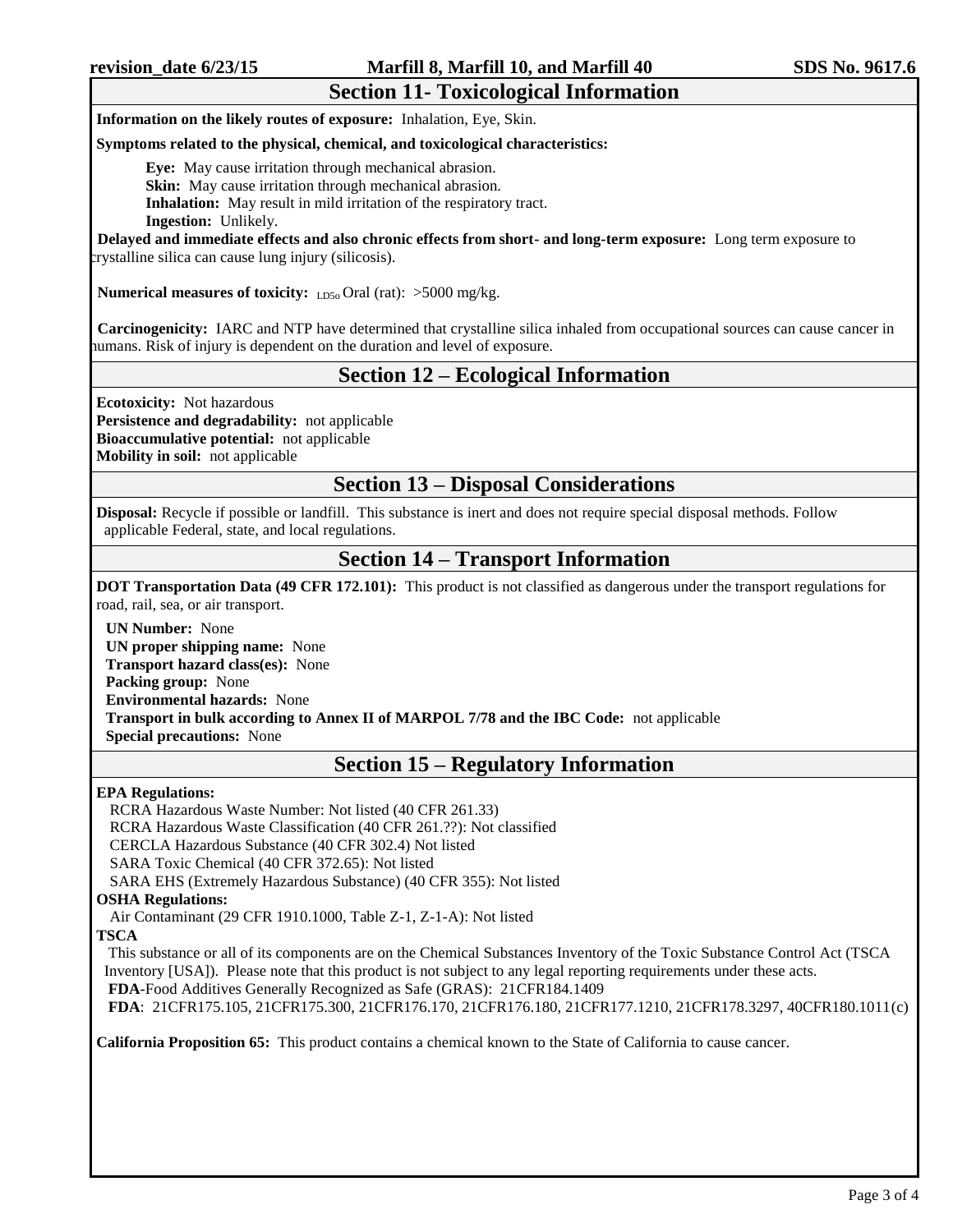## Section 11- Toxicological Information

**Information on the likely routes of exposure:** Inhalation, Eye, Skin.

**Symptoms related to the physical, chemical, and toxicological characteristics:**

**Eye:** May cause irritation through mechanical abrasion.
**Skin:** May cause irritation through mechanical abrasion.
**Inhalation:** May result in mild irritation of the respiratory tract.
**Ingestion:** Unlikely.

**Delayed and immediate effects and also chronic effects from short- and long-term exposure:** Long term exposure to crystalline silica can cause lung injury (silicosis).

**Numerical measures of toxicity:** $LD_{50}$ Oral (rat): >5000 mg/kg.

**Carcinogenicity:** IARC and NTP have determined that crystalline silica inhaled from occupational sources can cause cancer in humans. Risk of injury is dependent on the duration and level of exposure.

## Section 12 – Ecological Information

**Ecotoxicity:** Not hazardous
**Persistence and degradability:** not applicable
**Bioaccumulative potential:** not applicable
**Mobility in soil:** not applicable

## Section 13 – Disposal Considerations

**Disposal:** Recycle if possible or landfill. This substance is inert and does not require special disposal methods. Follow applicable Federal, state, and local regulations.

## Section 14 – Transport Information

**DOT Transportation Data (49 CFR 172.101):** This product is not classified as dangerous under the transport regulations for road, rail, sea, or air transport.

**UN Number:** None
**UN proper shipping name:** None
**Transport hazard class(es):** None
**Packing group:** None
**Environmental hazards:** None
**Transport in bulk according to Annex II of MARPOL 7/78 and the IBC Code:** not applicable
**Special precautions:** None

## Section 15 – Regulatory Information

**EPA Regulations:**
RCRA Hazardous Waste Number: Not listed (40 CFR 261.33)
RCRA Hazardous Waste Classification (40 CFR 261.??): Not classified
CERCLA Hazardous Substance (40 CFR 302.4) Not listed
SARA Toxic Chemical (40 CFR 372.65): Not listed
SARA EHS (Extremely Hazardous Substance) (40 CFR 355): Not listed

**OSHA Regulations:**
Air Contaminant (29 CFR 1910.1000, Table Z-1, Z-1-A): Not listed

**TSCA**
This substance or all of its components are on the Chemical Substances Inventory of the Toxic Substance Control Act (TSCA Inventory [USA]). Please note that this product is not subject to any legal reporting requirements under these acts.
**FDA**-Food Additives Generally Recognized as Safe (GRAS): 21CFR184.1409
**FDA**: 21CFR175.105, 21CFR175.300, 21CFR176.170, 21CFR176.180, 21CFR177.1210, 21CFR178.3297, 40CFR180.1011(c)

**California Proposition 65:** This product contains a chemical known to the State of California to cause cancer.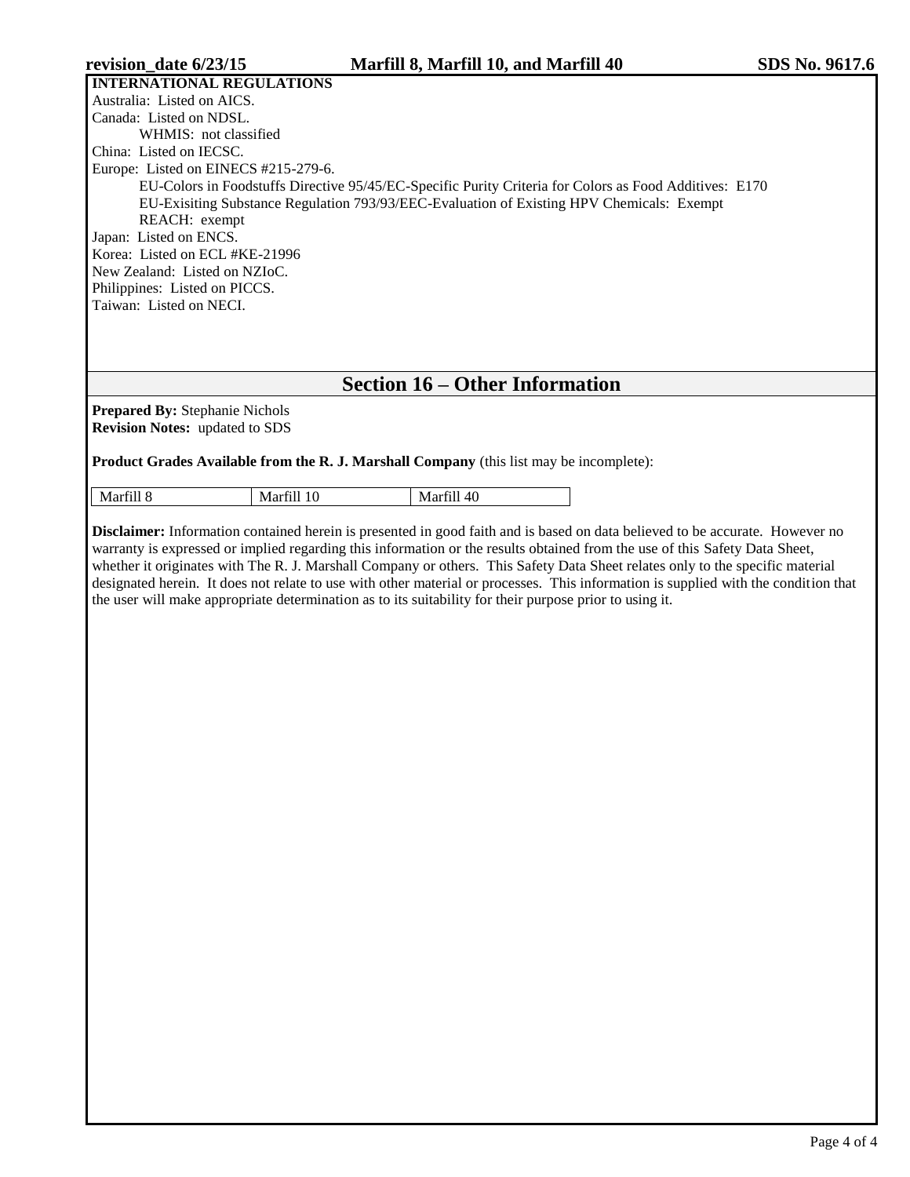**INTERNATIONAL REGULATIONS**

Australia: Listed on AICS.
Canada: Listed on NDSL.
    WHMIS: not classified
China: Listed on IECSC.
Europe: Listed on EINECS #215-279-6.
    EU-Colors in Foodstuffs Directive 95/45/EC-Specific Purity Criteria for Colors as Food Additives: E170
    EU-Exisiting Substance Regulation 793/93/EEC-Evaluation of Existing HPV Chemicals: Exempt
    REACH: exempt
Japan: Listed on ENCS.
Korea: Listed on ECL #KE-21996
New Zealand: Listed on NZIoC.
Philippines: Listed on PICCS.
Taiwan: Listed on NECI.

## Section 16 – Other Information

**Prepared By:** Stephanie Nichols
**Revision Notes:** updated to SDS

**Product Grades Available from the R. J. Marshall Company** (this list may be incomplete):

| | | |
|---|---|---|
| Marfill 8 | Marfill 10 | Marfill 40 |

**Disclaimer:** Information contained herein is presented in good faith and is based on data believed to be accurate. However no warranty is expressed or implied regarding this information or the results obtained from the use of this Safety Data Sheet, whether it originates with The R. J. Marshall Company or others. This Safety Data Sheet relates only to the specific material designated herein. It does not relate to use with other material or processes. This information is supplied with the condition that the user will make appropriate determination as to its suitability for their purpose prior to using it.